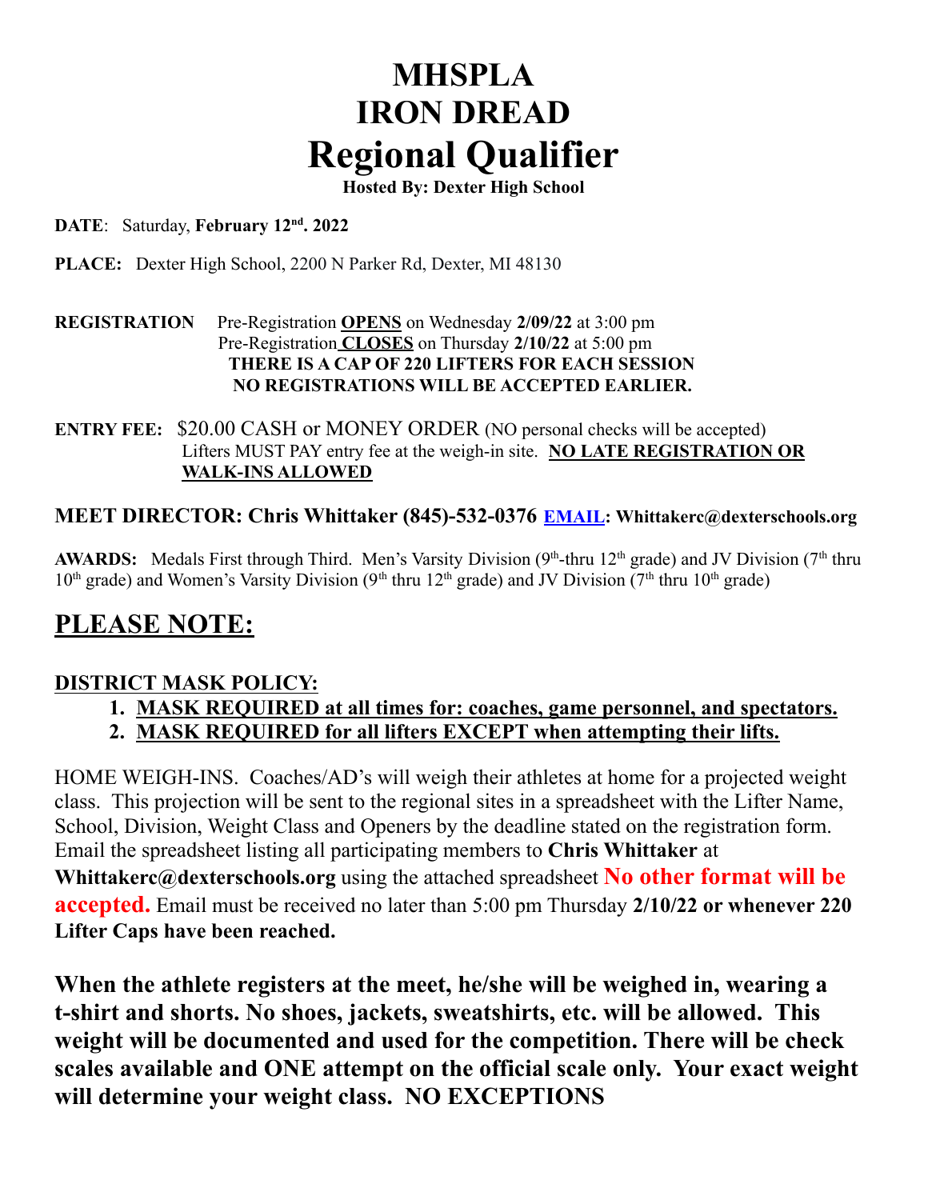# MHSPLA
# IRON DREAD
# Regional Qualifier

**Hosted By: Dexter High School**

**DATE**: Saturday, **February 12nd. 2022**

**PLACE:** Dexter High School, 2200 N Parker Rd, Dexter, MI 48130

**REGISTRATION** Pre-Registration **OPENS** on Wednesday **2/09/22** at 3:00 pm
Pre-Registration **CLOSES** on Thursday **2/10/22** at 5:00 pm
**THERE IS A CAP OF 220 LIFTERS FOR EACH SESSION**
**NO REGISTRATIONS WILL BE ACCEPTED EARLIER.**

**ENTRY FEE:** $20.00 CASH or MONEY ORDER (NO personal checks will be accepted)
Lifters MUST PAY entry fee at the weigh-in site. **NO LATE REGISTRATION OR WALK-INS ALLOWED**

**MEET DIRECTOR: Chris Whittaker (845)-532-0376 EMAIL: Whittakerc@dexterschools.org**

**AWARDS:** Medals First through Third. Men's Varsity Division (9th-thru 12th grade) and JV Division (7th thru 10th grade) and Women's Varsity Division (9th thru 12th grade) and JV Division (7th thru 10th grade)

## PLEASE NOTE:

**DISTRICT MASK POLICY:**

1. **MASK REQUIRED at all times for: coaches, game personnel, and spectators.**
2. **MASK REQUIRED for all lifters EXCEPT when attempting their lifts.**

HOME WEIGH-INS. Coaches/AD's will weigh their athletes at home for a projected weight class. This projection will be sent to the regional sites in a spreadsheet with the Lifter Name, School, Division, Weight Class and Openers by the deadline stated on the registration form. Email the spreadsheet listing all participating members to **Chris Whittaker** at **Whittakerc@dexterschools.org** using the attached spreadsheet **No other format will be accepted.** Email must be received no later than 5:00 pm Thursday **2/10/22 or whenever 220 Lifter Caps have been reached.**

**When the athlete registers at the meet, he/she will be weighed in, wearing a t-shirt and shorts. No shoes, jackets, sweatshirts, etc. will be allowed. This weight will be documented and used for the competition. There will be check scales available and ONE attempt on the official scale only. Your exact weight will determine your weight class. NO EXCEPTIONS**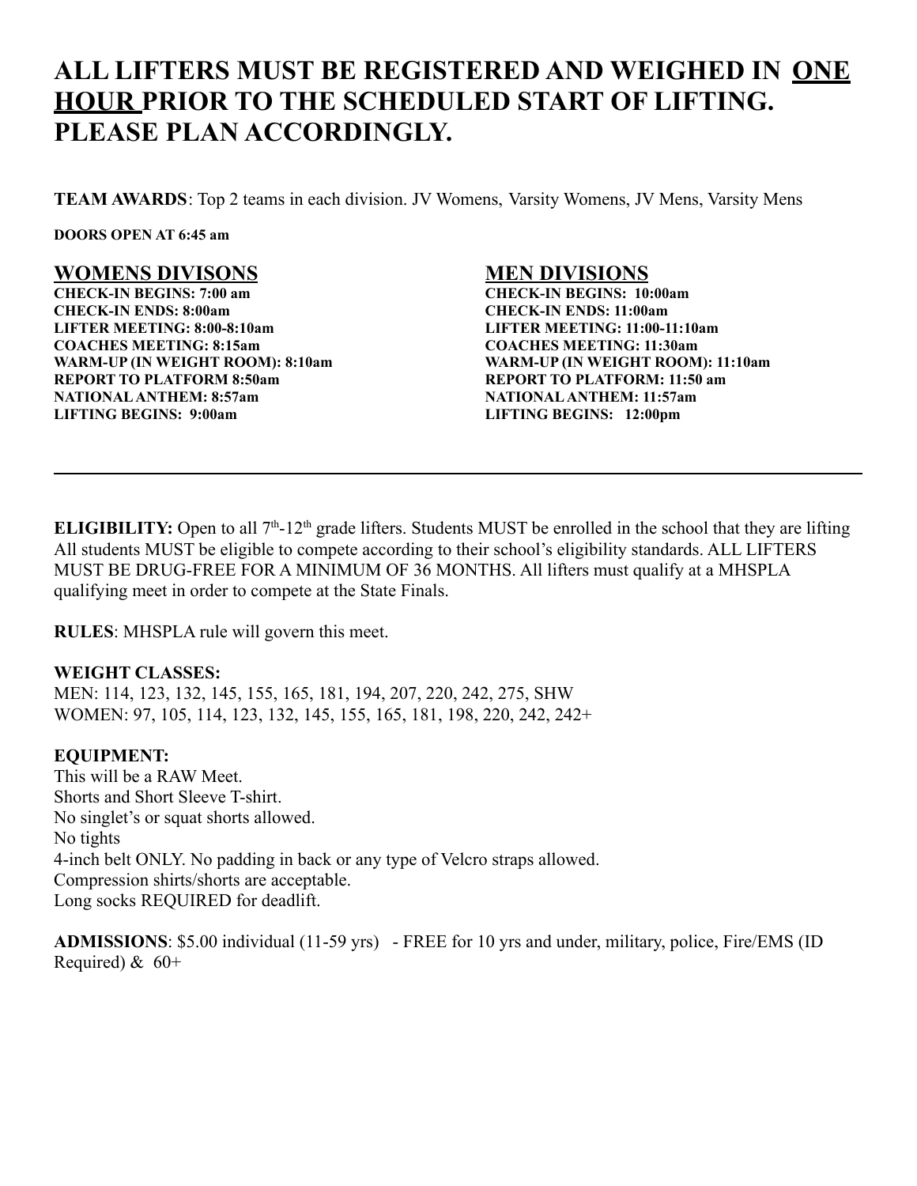# ALL LIFTERS MUST BE REGISTERED AND WEIGHED IN <u>ONE HOUR</u> PRIOR TO THE SCHEDULED START OF LIFTING. PLEASE PLAN ACCORDINGLY.

**TEAM AWARDS**: Top 2 teams in each division. JV Womens, Varsity Womens, JV Mens, Varsity Mens

**DOORS OPEN AT 6:45 am**

## <u>WOMENS DIVISONS</u>

**CHECK-IN BEGINS: 7:00 am**
**CHECK-IN ENDS: 8:00am**
**LIFTER MEETING: 8:00-8:10am**
**COACHES MEETING: 8:15am**
**WARM-UP (IN WEIGHT ROOM): 8:10am**
**REPORT TO PLATFORM 8:50am**
**NATIONAL ANTHEM: 8:57am**
**LIFTING BEGINS: 9:00am**

## <u>MEN DIVISIONS</u>

**CHECK-IN BEGINS: 10:00am**
**CHECK-IN ENDS: 11:00am**
**LIFTER MEETING: 11:00-11:10am**
**COACHES MEETING: 11:30am**
**WARM-UP (IN WEIGHT ROOM): 11:10am**
**REPORT TO PLATFORM: 11:50 am**
**NATIONAL ANTHEM: 11:57am**
**LIFTING BEGINS: 12:00pm**

---

**ELIGIBILITY:** Open to all 7th-12th grade lifters. Students MUST be enrolled in the school that they are lifting All students MUST be eligible to compete according to their school's eligibility standards. ALL LIFTERS MUST BE DRUG-FREE FOR A MINIMUM OF 36 MONTHS. All lifters must qualify at a MHSPLA qualifying meet in order to compete at the State Finals.

**RULES**: MHSPLA rule will govern this meet.

**WEIGHT CLASSES:**
MEN: 114, 123, 132, 145, 155, 165, 181, 194, 207, 220, 242, 275, SHW
WOMEN: 97, 105, 114, 123, 132, 145, 155, 165, 181, 198, 220, 242, 242+

**EQUIPMENT:**
This will be a RAW Meet.
Shorts and Short Sleeve T-shirt.
No singlet's or squat shorts allowed.
No tights
4-inch belt ONLY. No padding in back or any type of Velcro straps allowed.
Compression shirts/shorts are acceptable.
Long socks REQUIRED for deadlift.

**ADMISSIONS**: $5.00 individual (11-59 yrs) - FREE for 10 yrs and under, military, police, Fire/EMS (ID Required) & 60+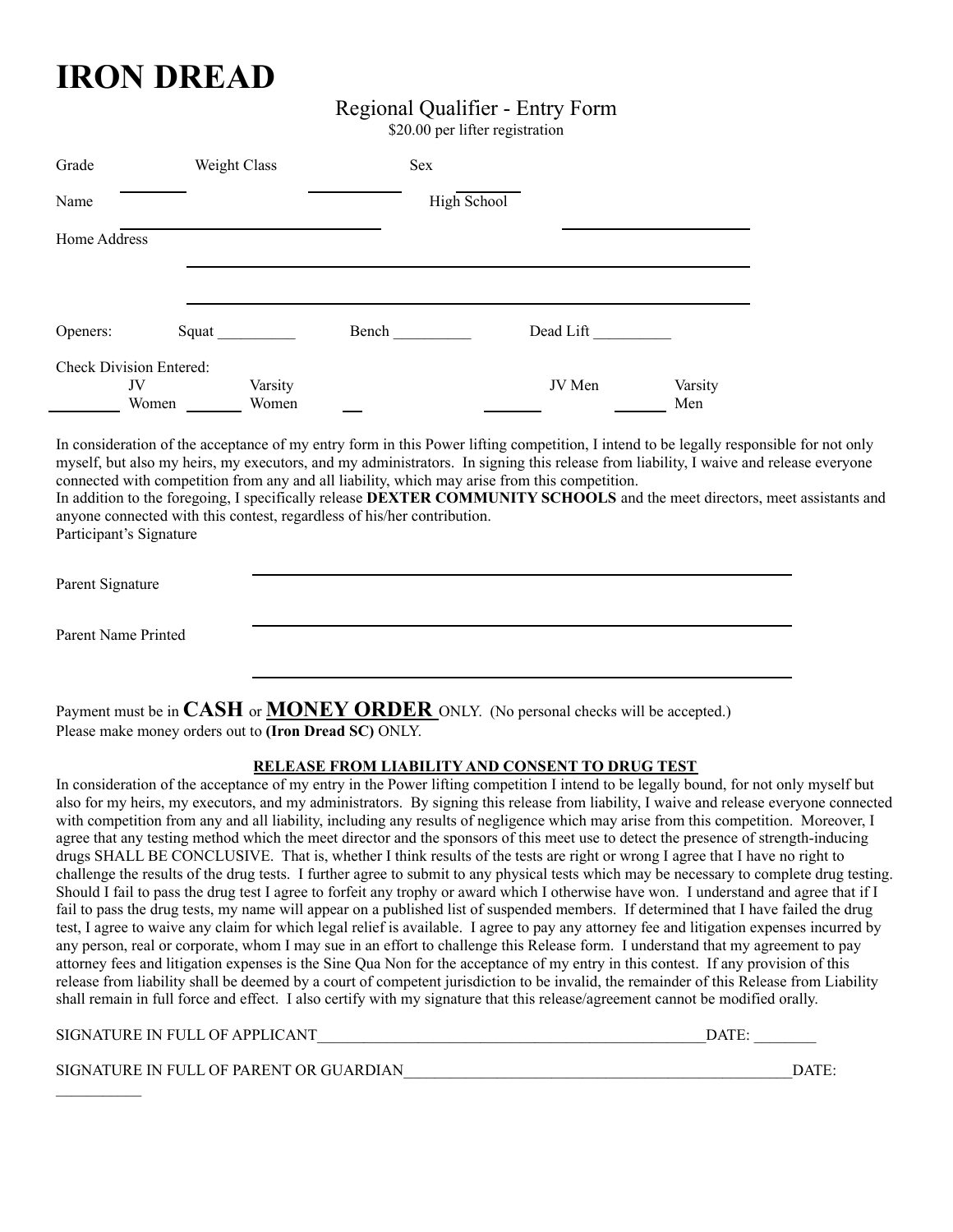# IRON DREAD

Regional Qualifier - Entry Form

$20.00 per lifter registration

Grade ________ Weight Class ________ Sex ________

Name ______________________________ High School ______________________

Home Address ____________________________________________________________

____________________________________________________________

Openers: Squat __________ Bench __________ Dead Lift __________

Check Division Entered:

_________ JV Women _______ Varsity Women ___ _______ JV Men _______ Varsity Men

In consideration of the acceptance of my entry form in this Power lifting competition, I intend to be legally responsible for not only myself, but also my heirs, my executors, and my administrators. In signing this release from liability, I waive and release everyone connected with competition from any and all liability, which may arise from this competition.
In addition to the foregoing, I specifically release **DEXTER COMMUNITY SCHOOLS** and the meet directors, meet assistants and anyone connected with this contest, regardless of his/her contribution.

Participant's Signature ____________________________________________________________

Parent Signature ____________________________________________________________

Parent Name Printed ____________________________________________________________

Payment must be in **CASH** or **MONEY ORDER** ONLY. (No personal checks will be accepted.)
Please make money orders out to **(Iron Dread SC)** ONLY.

**RELEASE FROM LIABILITY AND CONSENT TO DRUG TEST**

In consideration of the acceptance of my entry in the Power lifting competition I intend to be legally bound, for not only myself but also for my heirs, my executors, and my administrators. By signing this release from liability, I waive and release everyone connected with competition from any and all liability, including any results of negligence which may arise from this competition. Moreover, I agree that any testing method which the meet director and the sponsors of this meet use to detect the presence of strength-inducing drugs SHALL BE CONCLUSIVE. That is, whether I think results of the tests are right or wrong I agree that I have no right to challenge the results of the drug tests. I further agree to submit to any physical tests which may be necessary to complete drug testing. Should I fail to pass the drug test I agree to forfeit any trophy or award which I otherwise have won. I understand and agree that if I fail to pass the drug tests, my name will appear on a published list of suspended members. If determined that I have failed the drug test, I agree to waive any claim for which legal relief is available. I agree to pay any attorney fee and litigation expenses incurred by any person, real or corporate, whom I may sue in an effort to challenge this Release form. I understand that my agreement to pay attorney fees and litigation expenses is the Sine Qua Non for the acceptance of my entry in this contest. If any provision of this release from liability shall be deemed by a court of competent jurisdiction to be invalid, the remainder of this Release from Liability shall remain in full force and effect. I also certify with my signature that this release/agreement cannot be modified orally.

SIGNATURE IN FULL OF APPLICANT__________________________________________________DATE: ________

SIGNATURE IN FULL OF PARENT OR GUARDIAN__________________________________________________DATE: ___________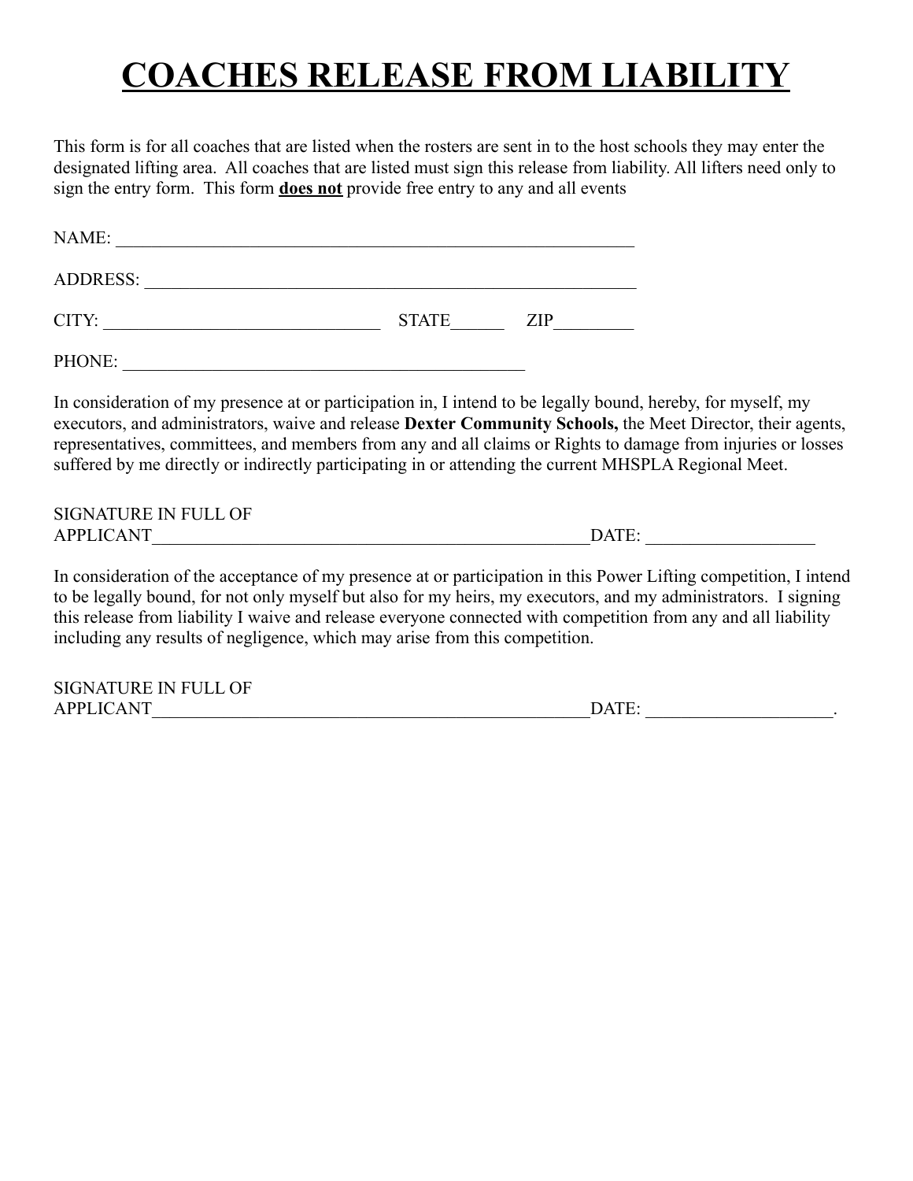# COACHES RELEASE FROM LIABILITY

This form is for all coaches that are listed when the rosters are sent in to the host schools they may enter the designated lifting area. All coaches that are listed must sign this release from liability. All lifters need only to sign the entry form. This form **does not** provide free entry to any and all events

NAME: ____________________________________________________________

ADDRESS: _________________________________________________________

CITY: ______________________________ STATE______ ZIP_________

PHONE: ______________________________________________

In consideration of my presence at or participation in, I intend to be legally bound, hereby, for myself, my executors, and administrators, waive and release **Dexter Community Schools,** the Meet Director, their agents, representatives, committees, and members from any and all claims or Rights to damage from injuries or losses suffered by me directly or indirectly participating in or attending the current MHSPLA Regional Meet.

SIGNATURE IN FULL OF
APPLICANT___________________________________________________DATE: ___________________

In consideration of the acceptance of my presence at or participation in this Power Lifting competition, I intend to be legally bound, for not only myself but also for my heirs, my executors, and my administrators. I signing this release from liability I waive and release everyone connected with competition from any and all liability including any results of negligence, which may arise from this competition.

SIGNATURE IN FULL OF
APPLICANT___________________________________________________DATE: _____________________.